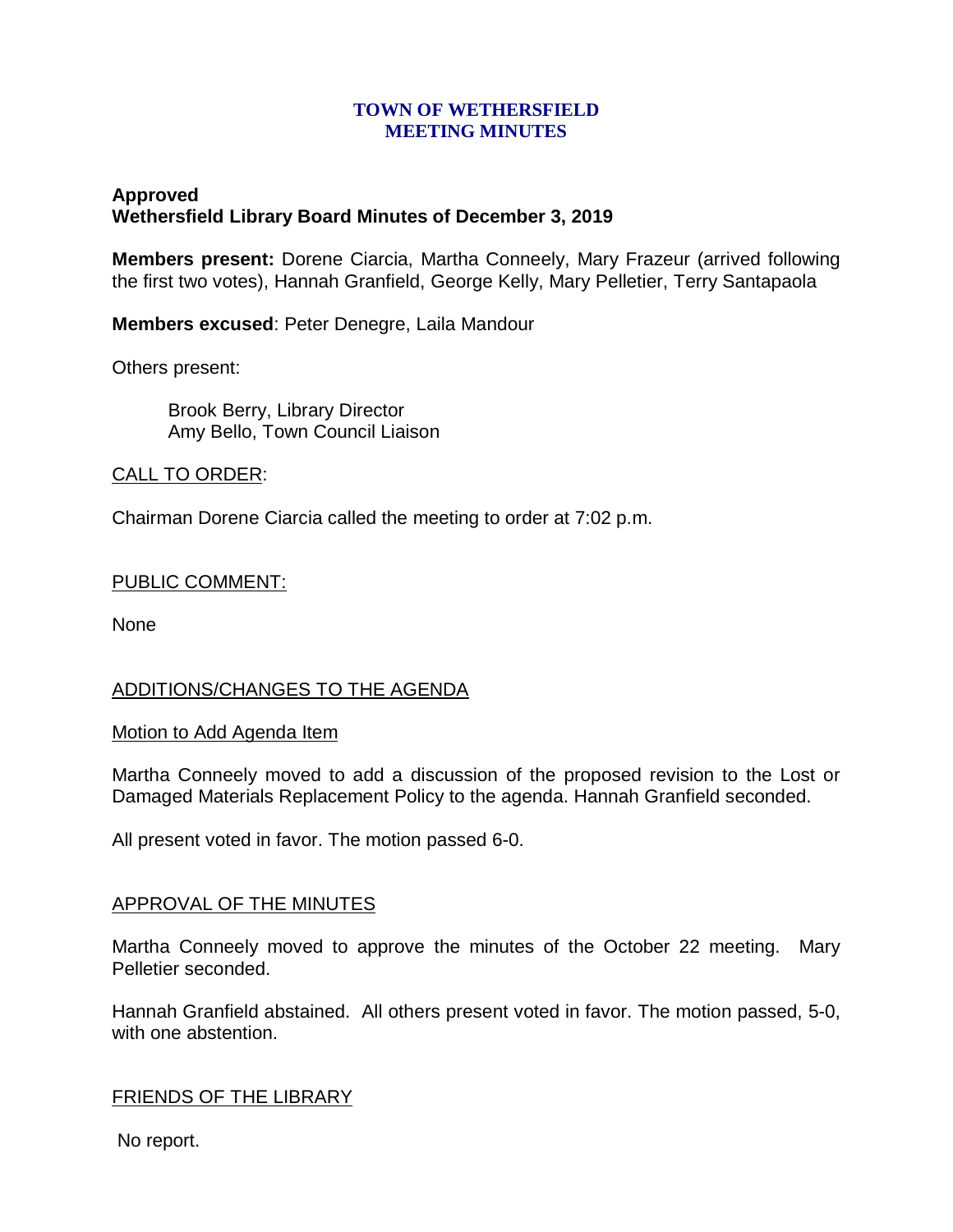# TOWN OF WETHERSFIELD
# MEETING MINUTES

**Approved**
**Wethersfield Library Board Minutes of December 3, 2019**

**Members present:** Dorene Ciarcia, Martha Conneely, Mary Frazeur (arrived following the first two votes), Hannah Granfield, George Kelly, Mary Pelletier, Terry Santapaola

**Members excused**: Peter Denegre, Laila Mandour

Others present:

Brook Berry, Library Director
Amy Bello, Town Council Liaison

## CALL TO ORDER:

Chairman Dorene Ciarcia called the meeting to order at 7:02 p.m.

## PUBLIC COMMENT:

None

## ADDITIONS/CHANGES TO THE AGENDA

### Motion to Add Agenda Item

Martha Conneely moved to add a discussion of the proposed revision to the Lost or Damaged Materials Replacement Policy to the agenda. Hannah Granfield seconded.

All present voted in favor. The motion passed 6-0.

## APPROVAL OF THE MINUTES

Martha Conneely moved to approve the minutes of the October 22 meeting. Mary Pelletier seconded.

Hannah Granfield abstained. All others present voted in favor. The motion passed, 5-0, with one abstention.

## FRIENDS OF THE LIBRARY

No report.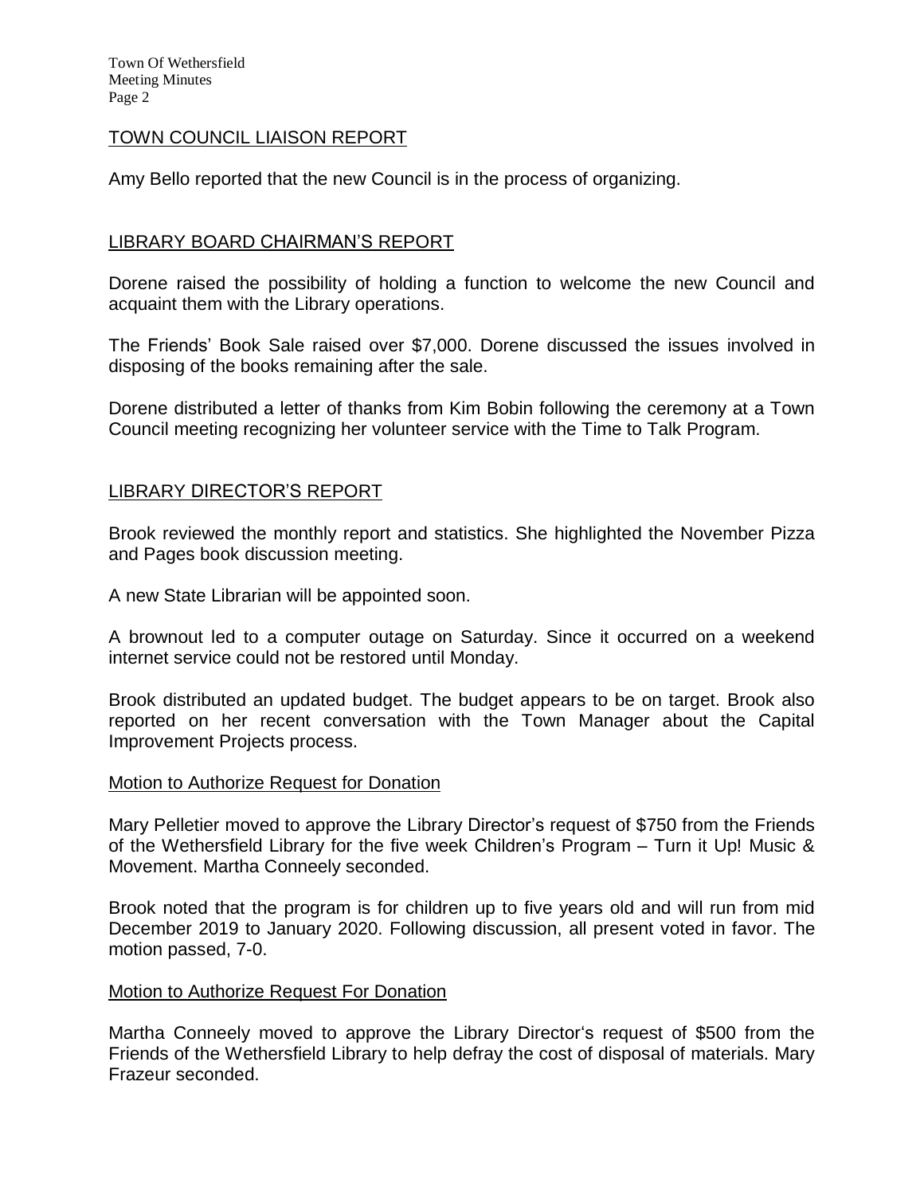## TOWN COUNCIL LIAISON REPORT

Amy Bello reported that the new Council is in the process of organizing.

## LIBRARY BOARD CHAIRMAN'S REPORT

Dorene raised the possibility of holding a function to welcome the new Council and acquaint them with the Library operations.

The Friends' Book Sale raised over $7,000. Dorene discussed the issues involved in disposing of the books remaining after the sale.

Dorene distributed a letter of thanks from Kim Bobin following the ceremony at a Town Council meeting recognizing her volunteer service with the Time to Talk Program.

## LIBRARY DIRECTOR'S REPORT

Brook reviewed the monthly report and statistics. She highlighted the November Pizza and Pages book discussion meeting.

A new State Librarian will be appointed soon.

A brownout led to a computer outage on Saturday. Since it occurred on a weekend internet service could not be restored until Monday.

Brook distributed an updated budget. The budget appears to be on target. Brook also reported on her recent conversation with the Town Manager about the Capital Improvement Projects process.

### Motion to Authorize Request for Donation

Mary Pelletier moved to approve the Library Director's request of $750 from the Friends of the Wethersfield Library for the five week Children's Program – Turn it Up! Music & Movement. Martha Conneely seconded.

Brook noted that the program is for children up to five years old and will run from mid December 2019 to January 2020. Following discussion, all present voted in favor. The motion passed, 7-0.

### Motion to Authorize Request For Donation

Martha Conneely moved to approve the Library Director's request of $500 from the Friends of the Wethersfield Library to help defray the cost of disposal of materials. Mary Frazeur seconded.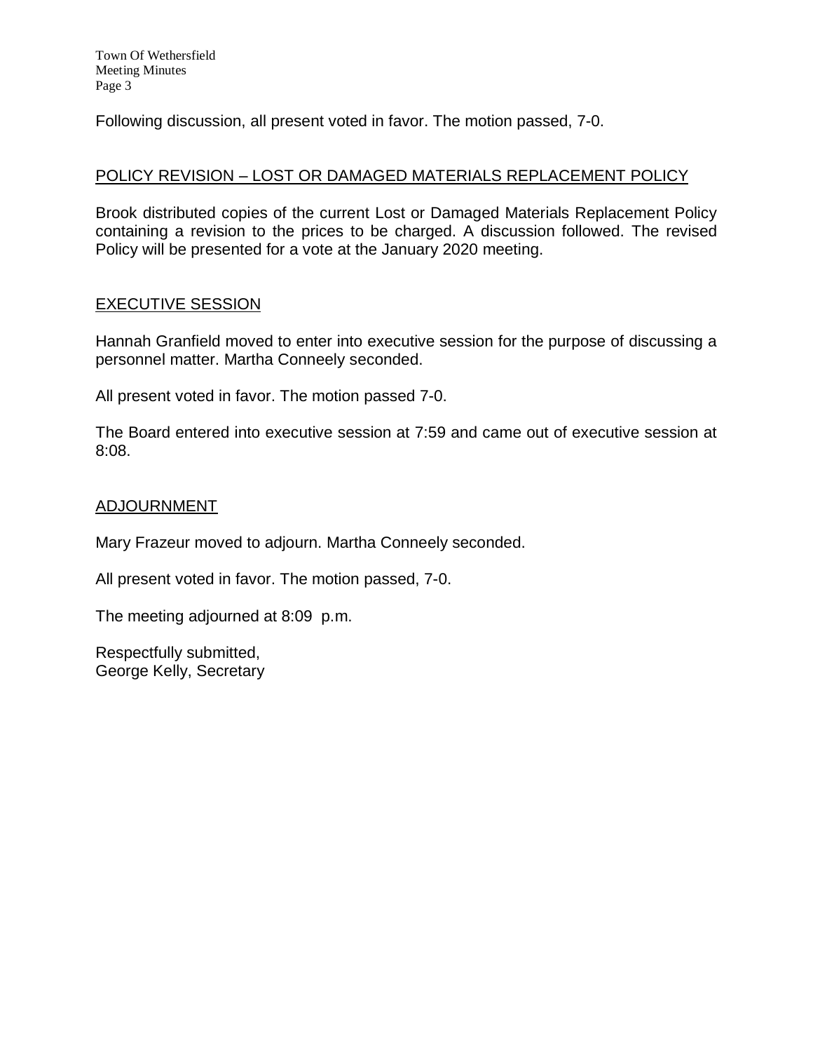Following discussion, all present voted in favor. The motion passed, 7-0.

## POLICY REVISION – LOST OR DAMAGED MATERIALS REPLACEMENT POLICY

Brook distributed copies of the current Lost or Damaged Materials Replacement Policy containing a revision to the prices to be charged. A discussion followed. The revised Policy will be presented for a vote at the January 2020 meeting.

## EXECUTIVE SESSION

Hannah Granfield moved to enter into executive session for the purpose of discussing a personnel matter. Martha Conneely seconded.

All present voted in favor. The motion passed 7-0.

The Board entered into executive session at 7:59 and came out of executive session at 8:08.

## ADJOURNMENT

Mary Frazeur moved to adjourn. Martha Conneely seconded.

All present voted in favor. The motion passed, 7-0.

The meeting adjourned at 8:09 p.m.

Respectfully submitted,
George Kelly, Secretary